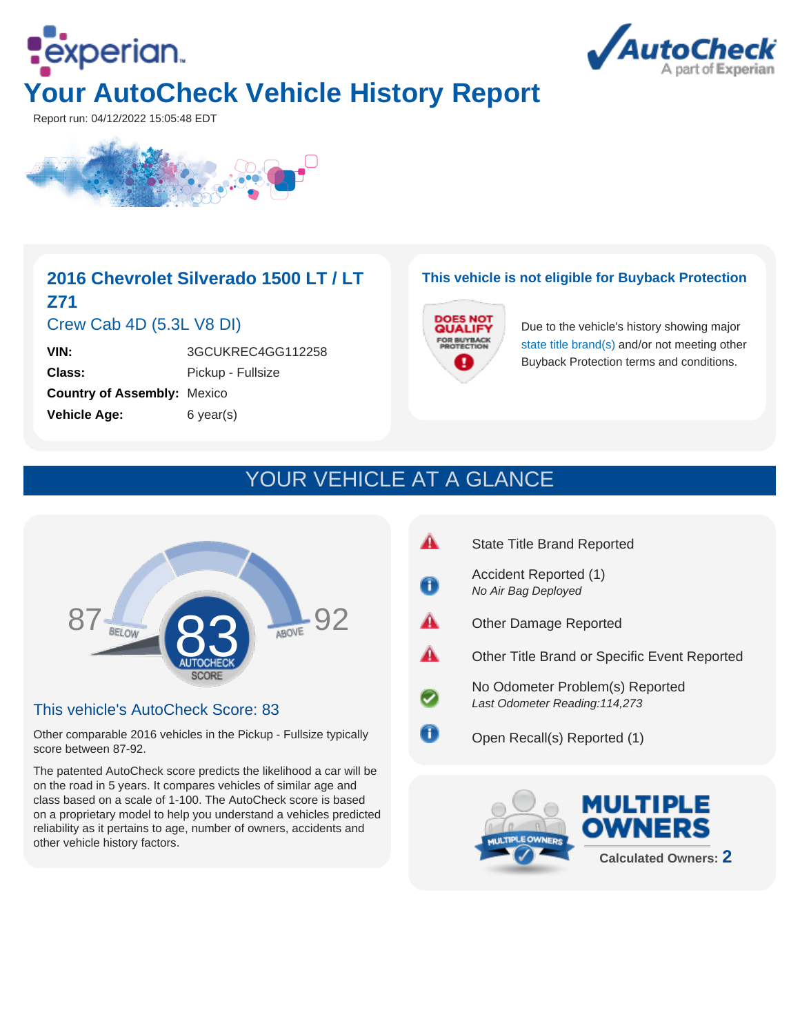# Your AutoCheck Vehicle History Report

Report run: 04/12/2022 15:05:48 EDT

## 2016 Chevrolet Silverado 1500 LT / LT Z71

Crew Cab 4D (5.3L V8 DI)

| | |
|---|---|
| **VIN:** | 3GCUKREC4GG112258 |
| **Class:** | Pickup - Fullsize |
| **Country of Assembly:** | Mexico |
| **Vehicle Age:** | 6 year(s) |

### This vehicle is not eligible for Buyback Protection

DOES NOT QUALIFY FOR BUYBACK PROTECTION

Due to the vehicle's history showing major state title brand(s) and/or not meeting other Buyback Protection terms and conditions.

## YOUR VEHICLE AT A GLANCE

87 BELOW
83 AUTOCHECK SCORE
ABOVE 92

### This vehicle's AutoCheck Score: 83

Other comparable 2016 vehicles in the Pickup - Fullsize typically score between 87-92.

The patented AutoCheck score predicts the likelihood a car will be on the road in 5 years. It compares vehicles of similar age and class based on a scale of 1-100. The AutoCheck score is based on a proprietary model to help you understand a vehicles predicted reliability as it pertains to age, number of owners, accidents and other vehicle history factors.

- State Title Brand Reported
- Accident Reported (1)
  *No Air Bag Deployed*
- Other Damage Reported
- Other Title Brand or Specific Event Reported
- No Odometer Problem(s) Reported
  *Last Odometer Reading:114,273*
- Open Recall(s) Reported (1)

**MULTIPLE OWNERS**

Calculated Owners: **2**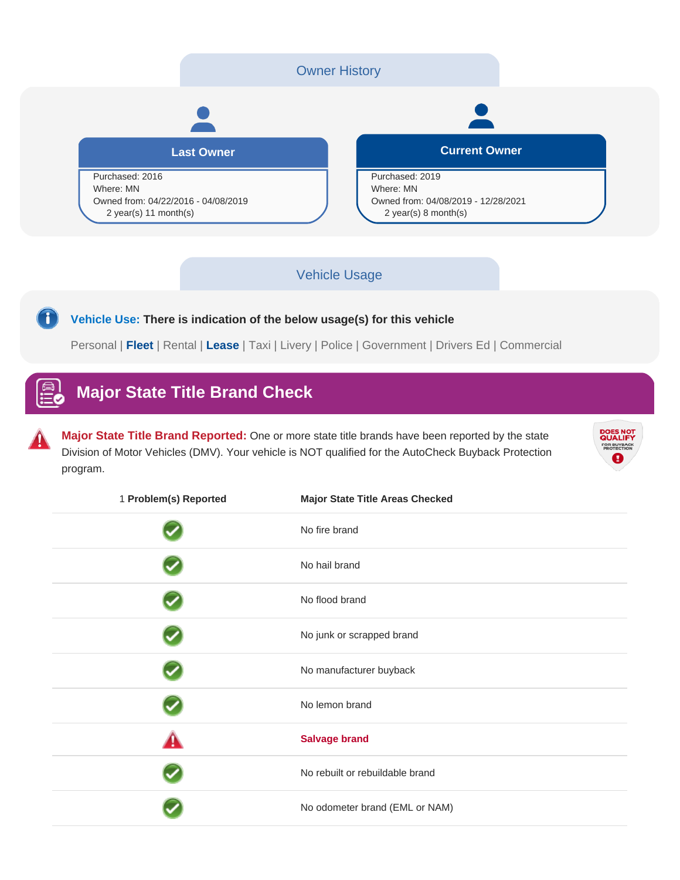## Owner History

**Last Owner**

Purchased: 2016
Where: MN
Owned from: 04/22/2016 - 04/08/2019
2 year(s) 11 month(s)

**Current Owner**

Purchased: 2019
Where: MN
Owned from: 04/08/2019 - 12/28/2021
2 year(s) 8 month(s)

## Vehicle Usage

**Vehicle Use: There is indication of the below usage(s) for this vehicle**

Personal | **Fleet** | Rental | **Lease** | Taxi | Livery | Police | Government | Drivers Ed | Commercial

## Major State Title Brand Check

**Major State Title Brand Reported:** One or more state title brands have been reported by the state Division of Motor Vehicles (DMV). Your vehicle is NOT qualified for the AutoCheck Buyback Protection program.

DOES NOT QUALIFY FOR BUYBACK PROTECTION

| 1 Problem(s) Reported | Major State Title Areas Checked |
|---|---|
| ✓ | No fire brand |
| ✓ | No hail brand |
| ✓ | No flood brand |
| ✓ | No junk or scrapped brand |
| ✓ | No manufacturer buyback |
| ✓ | No lemon brand |
| ⚠ | **Salvage brand** |
| ✓ | No rebuilt or rebuildable brand |
| ✓ | No odometer brand (EML or NAM) |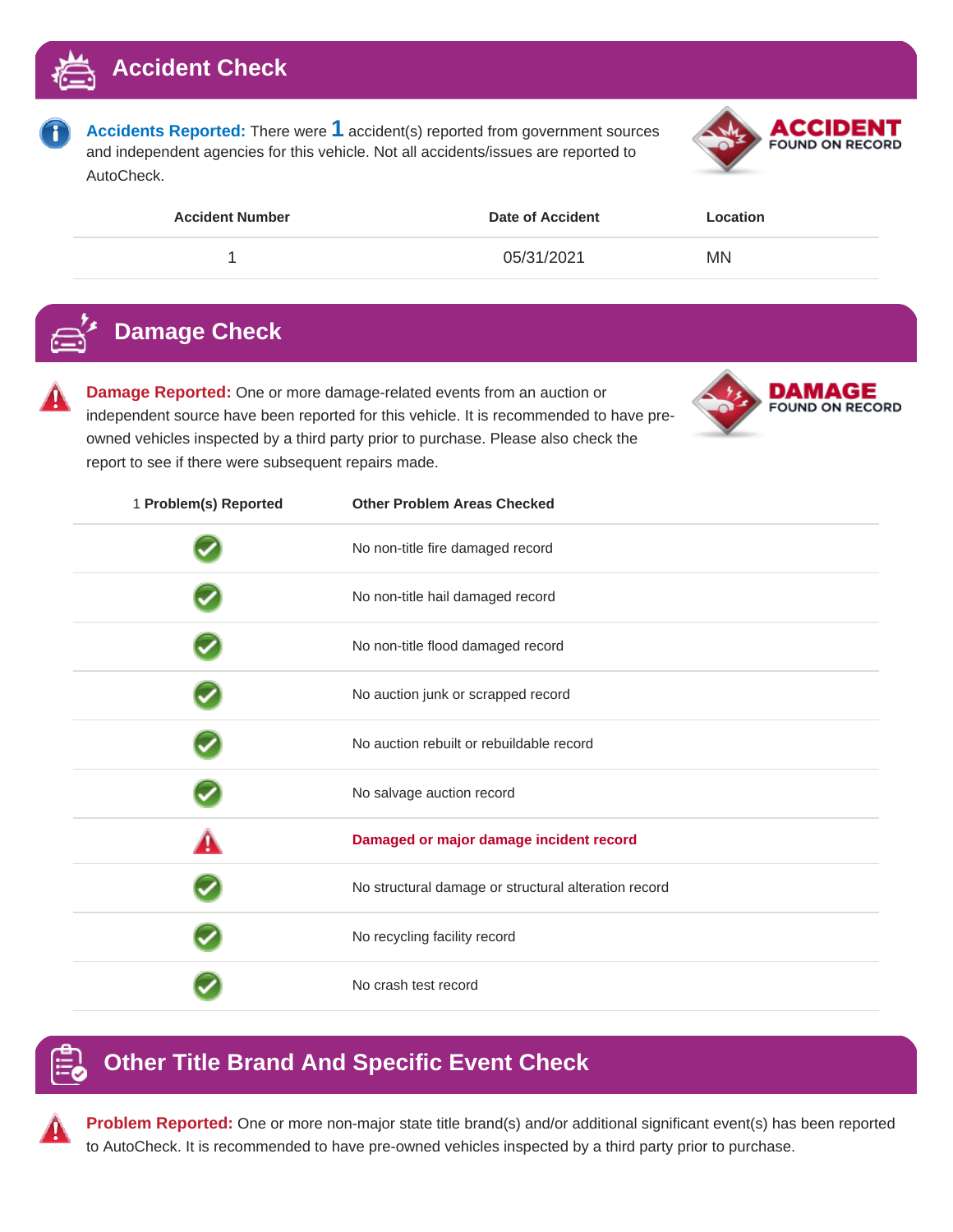## Accident Check

**Accidents Reported:** There were **1** accident(s) reported from government sources and independent agencies for this vehicle. Not all accidents/issues are reported to AutoCheck.

**ACCIDENT**
FOUND ON RECORD

| Accident Number | Date of Accident | Location |
|---|---|---|
| 1 | 05/31/2021 | MN |

## Damage Check

**Damage Reported:** One or more damage-related events from an auction or independent source have been reported for this vehicle. It is recommended to have pre-owned vehicles inspected by a third party prior to purchase. Please also check the report to see if there were subsequent repairs made.

**DAMAGE**
FOUND ON RECORD

| 1 **Problem(s) Reported** | **Other Problem Areas Checked** |
|---|---|
| ✓ | No non-title fire damaged record |
| ✓ | No non-title hail damaged record |
| ✓ | No non-title flood damaged record |
| ✓ | No auction junk or scrapped record |
| ✓ | No auction rebuilt or rebuildable record |
| ✓ | No salvage auction record |
| ⚠ | **Damaged or major damage incident record** |
| ✓ | No structural damage or structural alteration record |
| ✓ | No recycling facility record |
| ✓ | No crash test record |

## Other Title Brand And Specific Event Check

**Problem Reported:** One or more non-major state title brand(s) and/or additional significant event(s) has been reported to AutoCheck. It is recommended to have pre-owned vehicles inspected by a third party prior to purchase.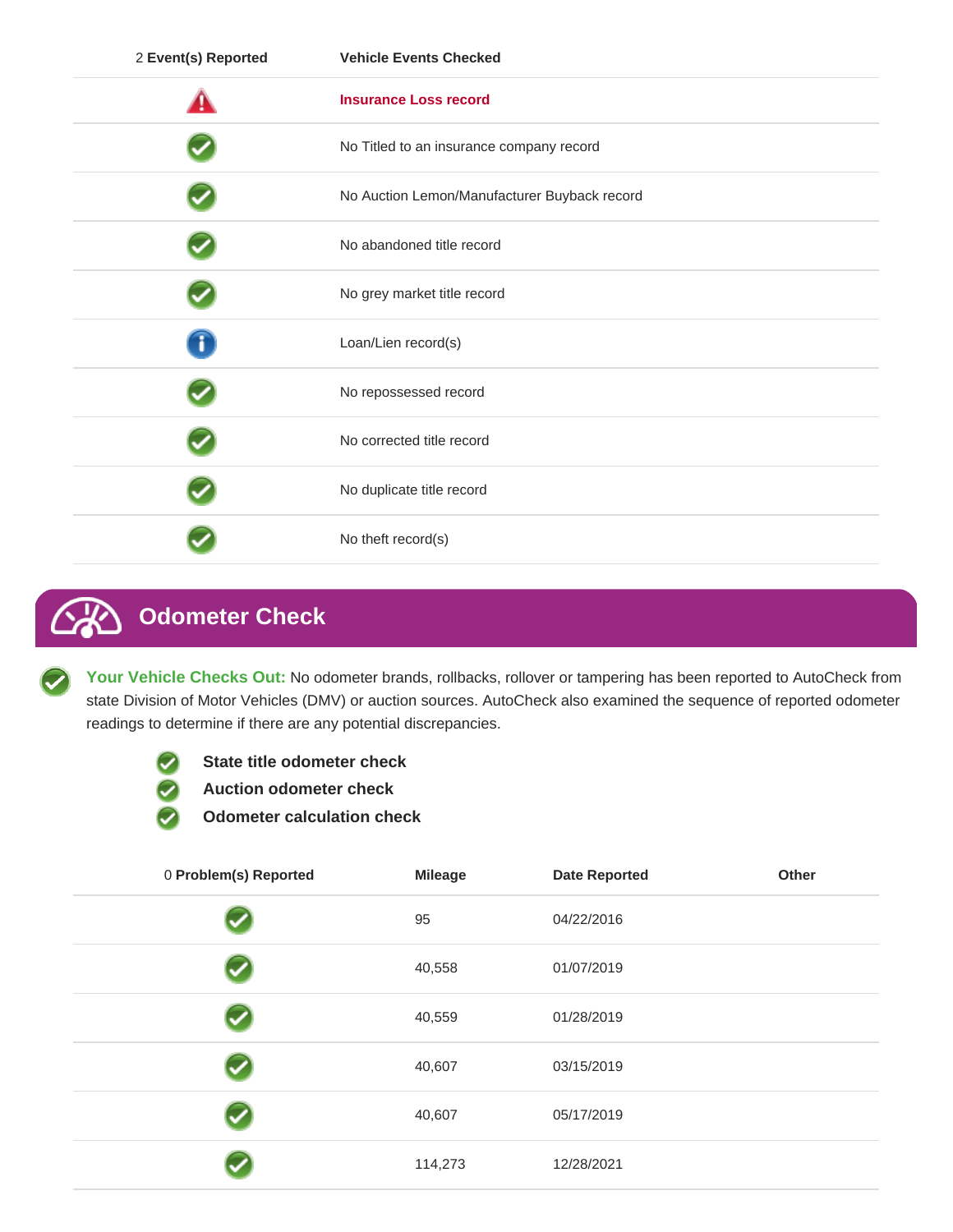| 2 **Event(s) Reported** | **Vehicle Events Checked** |
| --- | --- |
| ⚠ | **Insurance Loss record** |
| ✓ | No Titled to an insurance company record |
| ✓ | No Auction Lemon/Manufacturer Buyback record |
| ✓ | No abandoned title record |
| ✓ | No grey market title record |
| ℹ | Loan/Lien record(s) |
| ✓ | No repossessed record |
| ✓ | No corrected title record |
| ✓ | No duplicate title record |
| ✓ | No theft record(s) |

## Odometer Check

**Your Vehicle Checks Out:** No odometer brands, rollbacks, rollover or tampering has been reported to AutoCheck from state Division of Motor Vehicles (DMV) or auction sources. AutoCheck also examined the sequence of reported odometer readings to determine if there are any potential discrepancies.

- **State title odometer check**
- **Auction odometer check**
- **Odometer calculation check**

| 0 **Problem(s) Reported** | **Mileage** | **Date Reported** | **Other** |
| --- | --- | --- | --- |
| ✓ | 95 | 04/22/2016 | |
| ✓ | 40,558 | 01/07/2019 | |
| ✓ | 40,559 | 01/28/2019 | |
| ✓ | 40,607 | 03/15/2019 | |
| ✓ | 40,607 | 05/17/2019 | |
| ✓ | 114,273 | 12/28/2021 | |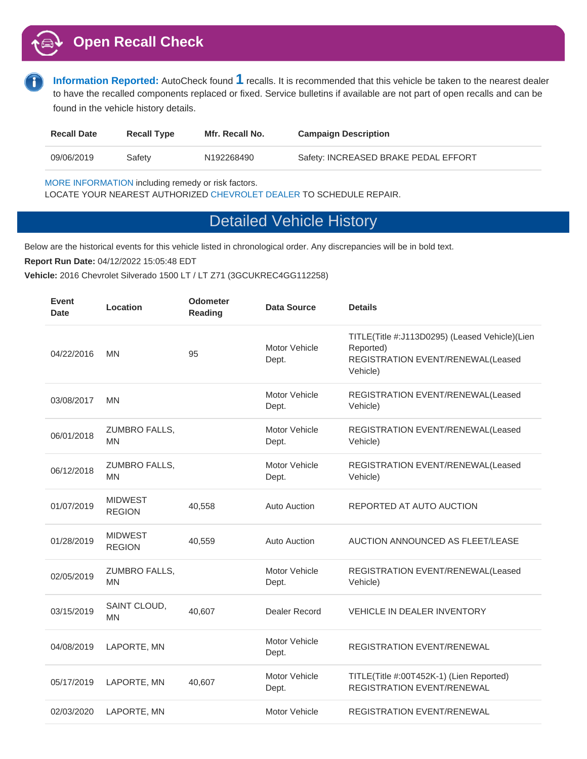## Open Recall Check

**Information Reported:** AutoCheck found **1** recalls. It is recommended that this vehicle be taken to the nearest dealer to have the recalled components replaced or fixed. Service bulletins if available are not part of open recalls and can be found in the vehicle history details.

| Recall Date | Recall Type | Mfr. Recall No. | Campaign Description |
|---|---|---|---|
| 09/06/2019 | Safety | N192268490 | Safety: INCREASED BRAKE PEDAL EFFORT |

MORE INFORMATION including remedy or risk factors.
LOCATE YOUR NEAREST AUTHORIZED CHEVROLET DEALER TO SCHEDULE REPAIR.

## Detailed Vehicle History

Below are the historical events for this vehicle listed in chronological order. Any discrepancies will be in bold text.

**Report Run Date:** 04/12/2022 15:05:48 EDT

**Vehicle:** 2016 Chevrolet Silverado 1500 LT / LT Z71 (3GCUKREC4GG112258)

| Event Date | Location | Odometer Reading | Data Source | Details |
|---|---|---|---|---|
| 04/22/2016 | MN | 95 | Motor Vehicle Dept. | TITLE(Title #:J113D0295) (Leased Vehicle)(Lien Reported)<br>REGISTRATION EVENT/RENEWAL(Leased Vehicle) |
| 03/08/2017 | MN | | Motor Vehicle Dept. | REGISTRATION EVENT/RENEWAL(Leased Vehicle) |
| 06/01/2018 | ZUMBRO FALLS, MN | | Motor Vehicle Dept. | REGISTRATION EVENT/RENEWAL(Leased Vehicle) |
| 06/12/2018 | ZUMBRO FALLS, MN | | Motor Vehicle Dept. | REGISTRATION EVENT/RENEWAL(Leased Vehicle) |
| 01/07/2019 | MIDWEST REGION | 40,558 | Auto Auction | REPORTED AT AUTO AUCTION |
| 01/28/2019 | MIDWEST REGION | 40,559 | Auto Auction | AUCTION ANNOUNCED AS FLEET/LEASE |
| 02/05/2019 | ZUMBRO FALLS, MN | | Motor Vehicle Dept. | REGISTRATION EVENT/RENEWAL(Leased Vehicle) |
| 03/15/2019 | SAINT CLOUD, MN | 40,607 | Dealer Record | VEHICLE IN DEALER INVENTORY |
| 04/08/2019 | LAPORTE, MN | | Motor Vehicle Dept. | REGISTRATION EVENT/RENEWAL |
| 05/17/2019 | LAPORTE, MN | 40,607 | Motor Vehicle Dept. | TITLE(Title #:00T452K-1) (Lien Reported)<br>REGISTRATION EVENT/RENEWAL |
| 02/03/2020 | LAPORTE, MN | | Motor Vehicle | REGISTRATION EVENT/RENEWAL |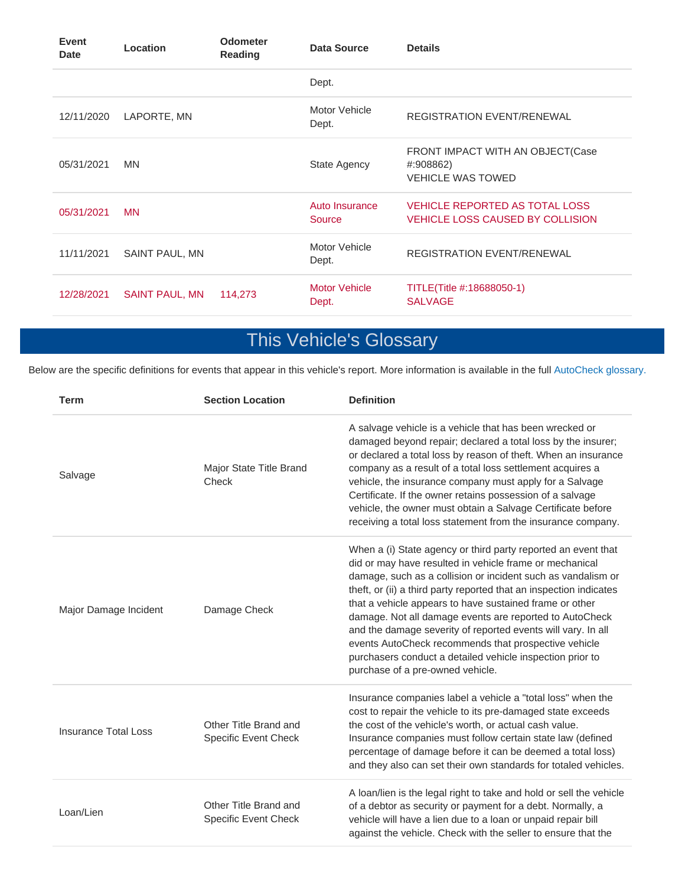| Event Date | Location | Odometer Reading | Data Source | Details |
|---|---|---|---|---|
| | | | Dept. | |
| 12/11/2020 | LAPORTE, MN | | Motor Vehicle Dept. | REGISTRATION EVENT/RENEWAL |
| 05/31/2021 | MN | | State Agency | FRONT IMPACT WITH AN OBJECT(Case #:908862) VEHICLE WAS TOWED |
| 05/31/2021 | MN | | Auto Insurance Source | VEHICLE REPORTED AS TOTAL LOSS VEHICLE LOSS CAUSED BY COLLISION |
| 11/11/2021 | SAINT PAUL, MN | | Motor Vehicle Dept. | REGISTRATION EVENT/RENEWAL |
| 12/28/2021 | SAINT PAUL, MN | 114,273 | Motor Vehicle Dept. | TITLE(Title #:18688050-1) SALVAGE |

## This Vehicle's Glossary

Below are the specific definitions for events that appear in this vehicle's report. More information is available in the full AutoCheck glossary.

| Term | Section Location | Definition |
|---|---|---|
| Salvage | Major State Title Brand Check | A salvage vehicle is a vehicle that has been wrecked or damaged beyond repair; declared a total loss by the insurer; or declared a total loss by reason of theft. When an insurance company as a result of a total loss settlement acquires a vehicle, the insurance company must apply for a Salvage Certificate. If the owner retains possession of a salvage vehicle, the owner must obtain a Salvage Certificate before receiving a total loss statement from the insurance company. |
| Major Damage Incident | Damage Check | When a (i) State agency or third party reported an event that did or may have resulted in vehicle frame or mechanical damage, such as a collision or incident such as vandalism or theft, or (ii) a third party reported that an inspection indicates that a vehicle appears to have sustained frame or other damage. Not all damage events are reported to AutoCheck and the damage severity of reported events will vary. In all events AutoCheck recommends that prospective vehicle purchasers conduct a detailed vehicle inspection prior to purchase of a pre-owned vehicle. |
| Insurance Total Loss | Other Title Brand and Specific Event Check | Insurance companies label a vehicle a "total loss" when the cost to repair the vehicle to its pre-damaged state exceeds the cost of the vehicle's worth, or actual cash value. Insurance companies must follow certain state law (defined percentage of damage before it can be deemed a total loss) and they also can set their own standards for totaled vehicles. |
| Loan/Lien | Other Title Brand and Specific Event Check | A loan/lien is the legal right to take and hold or sell the vehicle of a debtor as security or payment for a debt. Normally, a vehicle will have a lien due to a loan or unpaid repair bill against the vehicle. Check with the seller to ensure that the |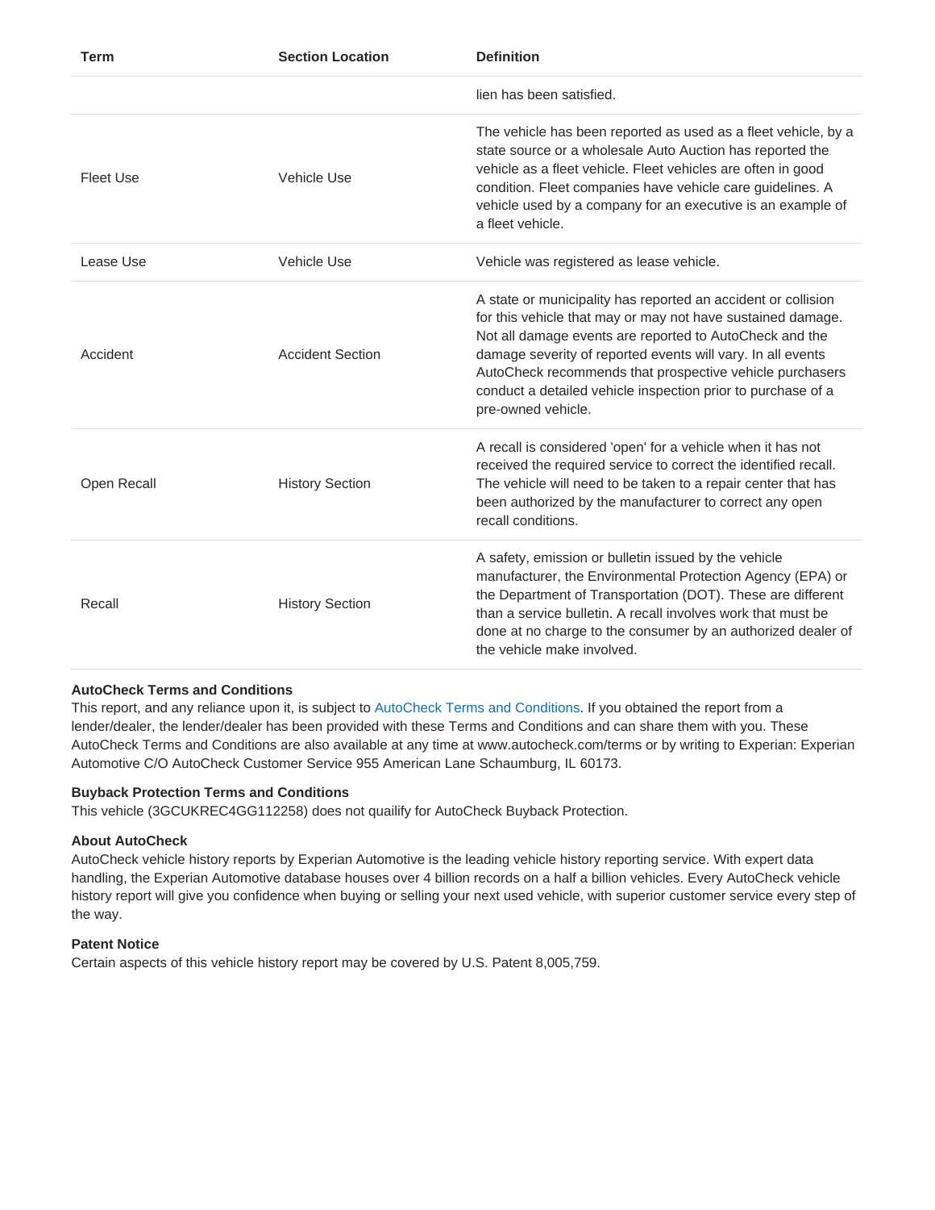| Term | Section Location | Definition |
|---|---|---|
| | | lien has been satisfied. |
| Fleet Use | Vehicle Use | The vehicle has been reported as used as a fleet vehicle, by a state source or a wholesale Auto Auction has reported the vehicle as a fleet vehicle. Fleet vehicles are often in good condition. Fleet companies have vehicle care guidelines. A vehicle used by a company for an executive is an example of a fleet vehicle. |
| Lease Use | Vehicle Use | Vehicle was registered as lease vehicle. |
| Accident | Accident Section | A state or municipality has reported an accident or collision for this vehicle that may or may not have sustained damage. Not all damage events are reported to AutoCheck and the damage severity of reported events will vary. In all events AutoCheck recommends that prospective vehicle purchasers conduct a detailed vehicle inspection prior to purchase of a pre-owned vehicle. |
| Open Recall | History Section | A recall is considered 'open' for a vehicle when it has not received the required service to correct the identified recall. The vehicle will need to be taken to a repair center that has been authorized by the manufacturer to correct any open recall conditions. |
| Recall | History Section | A safety, emission or bulletin issued by the vehicle manufacturer, the Environmental Protection Agency (EPA) or the Department of Transportation (DOT). These are different than a service bulletin. A recall involves work that must be done at no charge to the consumer by an authorized dealer of the vehicle make involved. |

**AutoCheck Terms and Conditions**
This report, and any reliance upon it, is subject to AutoCheck Terms and Conditions. If you obtained the report from a lender/dealer, the lender/dealer has been provided with these Terms and Conditions and can share them with you. These AutoCheck Terms and Conditions are also available at any time at www.autocheck.com/terms or by writing to Experian: Experian Automotive C/O AutoCheck Customer Service 955 American Lane Schaumburg, IL 60173.

**Buyback Protection Terms and Conditions**
This vehicle (3GCUKREC4GG112258) does not quailify for AutoCheck Buyback Protection.

**About AutoCheck**
AutoCheck vehicle history reports by Experian Automotive is the leading vehicle history reporting service. With expert data handling, the Experian Automotive database houses over 4 billion records on a half a billion vehicles. Every AutoCheck vehicle history report will give you confidence when buying or selling your next used vehicle, with superior customer service every step of the way.

**Patent Notice**
Certain aspects of this vehicle history report may be covered by U.S. Patent 8,005,759.